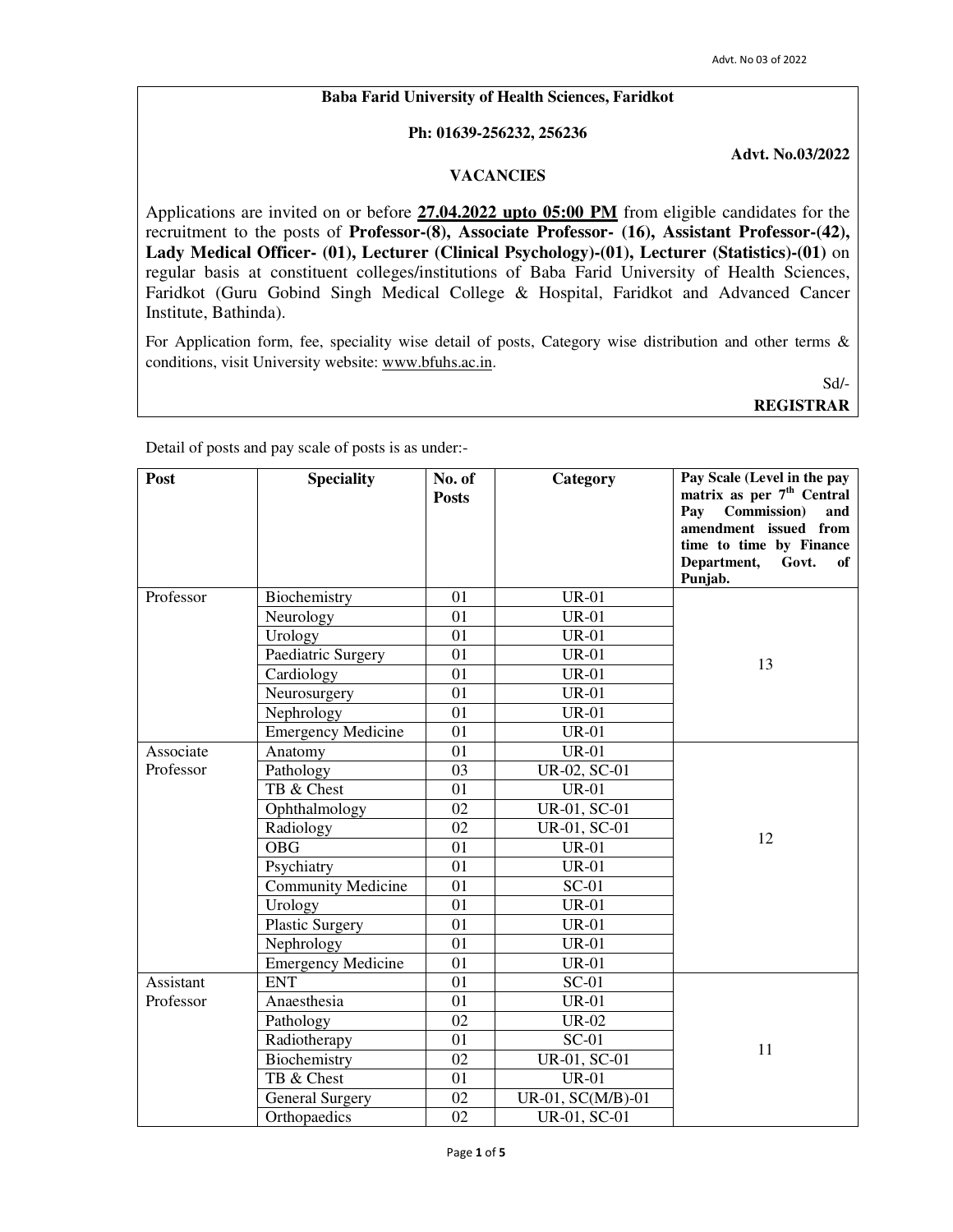**Baba Farid University of Health Sciences, Faridkot**

**Ph: 01639-256232, 256236**

**Advt. No.03/2022**

**VACANCIES**

Applications are invited on or before **27.04.2022 upto 05:00 PM** from eligible candidates for the recruitment to the posts of **Professor-(8), Associate Professor- (16), Assistant Professor-(42), Lady Medical Officer- (01), Lecturer (Clinical Psychology)-(01), Lecturer (Statistics)-(01)** on regular basis at constituent colleges/institutions of Baba Farid University of Health Sciences, Faridkot (Guru Gobind Singh Medical College & Hospital, Faridkot and Advanced Cancer Institute, Bathinda).

For Application form, fee, speciality wise detail of posts, Category wise distribution and other terms & conditions, visit University website: www.bfuhs.ac.in.

Sd/-

**REGISTRAR**

Detail of posts and pay scale of posts is as under:-

| Post | Speciality | No. of Posts | Category | Pay Scale (Level in the pay matrix as per 7th Central Pay Commission) and amendment issued from time to time by Finance Department, Govt. of Punjab. |
|---|---|---|---|---|
| Professor | Biochemistry | 01 | UR-01 | 13 |
| | Neurology | 01 | UR-01 | |
| | Urology | 01 | UR-01 | |
| | Paediatric Surgery | 01 | UR-01 | |
| | Cardiology | 01 | UR-01 | |
| | Neurosurgery | 01 | UR-01 | |
| | Nephrology | 01 | UR-01 | |
| | Emergency Medicine | 01 | UR-01 | |
| Associate Professor | Anatomy | 01 | UR-01 | 12 |
| | Pathology | 03 | UR-02, SC-01 | |
| | TB & Chest | 01 | UR-01 | |
| | Ophthalmology | 02 | UR-01, SC-01 | |
| | Radiology | 02 | UR-01, SC-01 | |
| | OBG | 01 | UR-01 | |
| | Psychiatry | 01 | UR-01 | |
| | Community Medicine | 01 | SC-01 | |
| | Urology | 01 | UR-01 | |
| | Plastic Surgery | 01 | UR-01 | |
| | Nephrology | 01 | UR-01 | |
| | Emergency Medicine | 01 | UR-01 | |
| Assistant Professor | ENT | 01 | SC-01 | 11 |
| | Anaesthesia | 01 | UR-01 | |
| | Pathology | 02 | UR-02 | |
| | Radiotherapy | 01 | SC-01 | |
| | Biochemistry | 02 | UR-01, SC-01 | |
| | TB & Chest | 01 | UR-01 | |
| | General Surgery | 02 | UR-01, SC(M/B)-01 | |
| | Orthopaedics | 02 | UR-01, SC-01 | |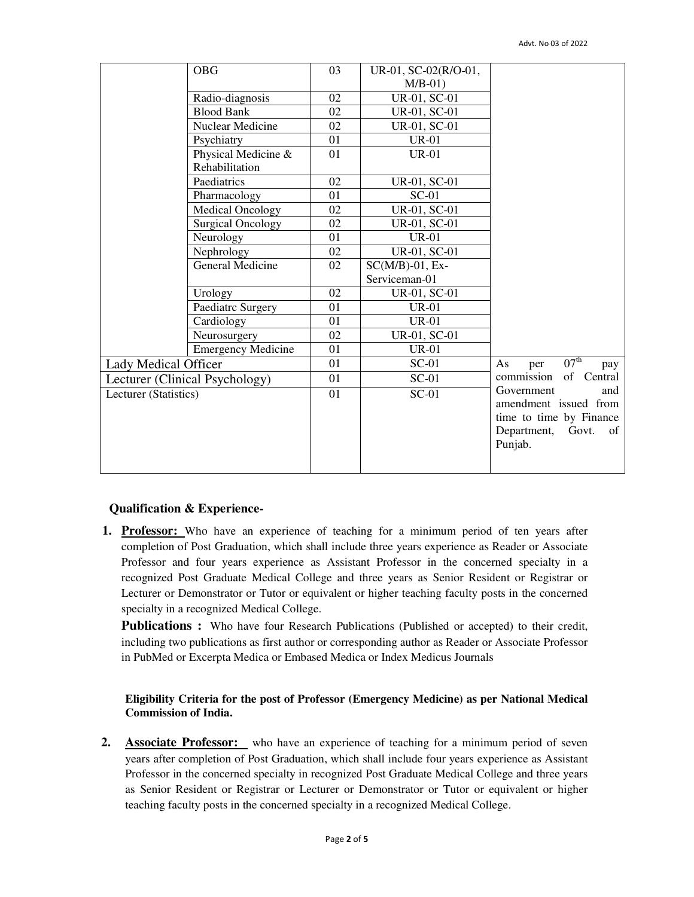| | | | | |
|---|---|---|---|---|
| | OBG | 03 | UR-01, SC-02(R/O-01, M/B-01) | |
| | Radio-diagnosis | 02 | UR-01, SC-01 | |
| | Blood Bank | 02 | UR-01, SC-01 | |
| | Nuclear Medicine | 02 | UR-01, SC-01 | |
| | Psychiatry | 01 | UR-01 | |
| | Physical Medicine & Rehabilitation | 01 | UR-01 | |
| | Paediatrics | 02 | UR-01, SC-01 | |
| | Pharmacology | 01 | SC-01 | |
| | Medical Oncology | 02 | UR-01, SC-01 | |
| | Surgical Oncology | 02 | UR-01, SC-01 | |
| | Neurology | 01 | UR-01 | |
| | Nephrology | 02 | UR-01, SC-01 | |
| | General Medicine | 02 | SC(M/B)-01, Ex-Serviceman-01 | |
| | Urology | 02 | UR-01, SC-01 | |
| | Paediatrc Surgery | 01 | UR-01 | |
| | Cardiology | 01 | UR-01 | |
| | Neurosurgery | 02 | UR-01, SC-01 | |
| | Emergency Medicine | 01 | UR-01 | |
| Lady Medical Officer | | 01 | SC-01 | As per 07th pay commission of Central Government and amendment issued from time to time by Finance Department, Govt. of Punjab. |
| Lecturer (Clinical Psychology) | | 01 | SC-01 | |
| Lecturer (Statistics) | | 01 | SC-01 | |

**Qualification & Experience-**

1. **Professor:** Who have an experience of teaching for a minimum period of ten years after completion of Post Graduation, which shall include three years experience as Reader or Associate Professor and four years experience as Assistant Professor in the concerned specialty in a recognized Post Graduate Medical College and three years as Senior Resident or Registrar or Lecturer or Demonstrator or Tutor or equivalent or higher teaching faculty posts in the concerned specialty in a recognized Medical College.

   **Publications :** Who have four Research Publications (Published or accepted) to their credit, including two publications as first author or corresponding author as Reader or Associate Professor in PubMed or Excerpta Medica or Embased Medica or Index Medicus Journals

   **Eligibility Criteria for the post of Professor (Emergency Medicine) as per National Medical Commission of India.**

2. **Associate Professor:** who have an experience of teaching for a minimum period of seven years after completion of Post Graduation, which shall include four years experience as Assistant Professor in the concerned specialty in recognized Post Graduate Medical College and three years as Senior Resident or Registrar or Lecturer or Demonstrator or Tutor or equivalent or higher teaching faculty posts in the concerned specialty in a recognized Medical College.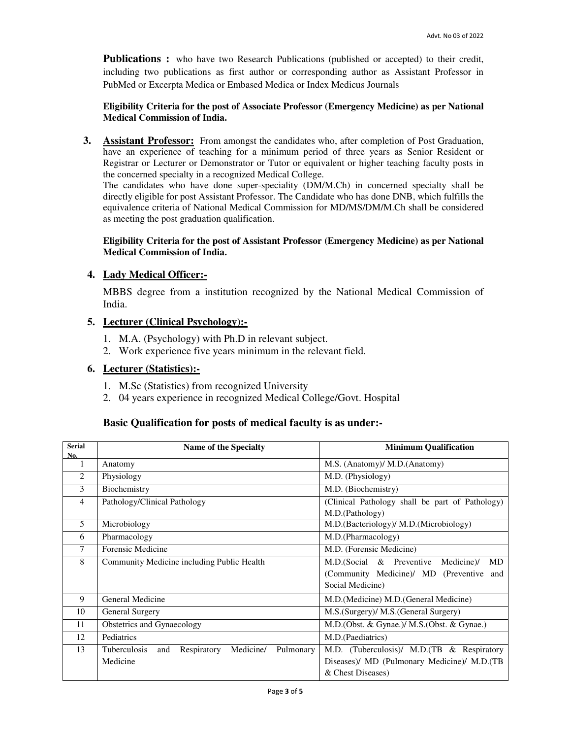**Publications :** who have two Research Publications (published or accepted) to their credit, including two publications as first author or corresponding author as Assistant Professor in PubMed or Excerpta Medica or Embased Medica or Index Medicus Journals

**Eligibility Criteria for the post of Associate Professor (Emergency Medicine) as per National Medical Commission of India.**

**3. Assistant Professor:** From amongst the candidates who, after completion of Post Graduation, have an experience of teaching for a minimum period of three years as Senior Resident or Registrar or Lecturer or Demonstrator or Tutor or equivalent or higher teaching faculty posts in the concerned specialty in a recognized Medical College.

The candidates who have done super-speciality (DM/M.Ch) in concerned specialty shall be directly eligible for post Assistant Professor. The Candidate who has done DNB, which fulfills the equivalence criteria of National Medical Commission for MD/MS/DM/M.Ch shall be considered as meeting the post graduation qualification.

**Eligibility Criteria for the post of Assistant Professor (Emergency Medicine) as per National Medical Commission of India.**

**4. Lady Medical Officer:-**

MBBS degree from a institution recognized by the National Medical Commission of India.

**5. Lecturer (Clinical Psychology):-**

1. M.A. (Psychology) with Ph.D in relevant subject.
2. Work experience five years minimum in the relevant field.

**6. Lecturer (Statistics):-**

1. M.Sc (Statistics) from recognized University
2. 04 years experience in recognized Medical College/Govt. Hospital

**Basic Qualification for posts of medical faculty is as under:-**

| Serial No. | Name of the Specialty | Minimum Qualification |
|---|---|---|
| 1 | Anatomy | M.S. (Anatomy)/ M.D.(Anatomy) |
| 2 | Physiology | M.D. (Physiology) |
| 3 | Biochemistry | M.D. (Biochemistry) |
| 4 | Pathology/Clinical Pathology | (Clinical Pathology shall be part of Pathology) M.D.(Pathology) |
| 5 | Microbiology | M.D.(Bacteriology)/ M.D.(Microbiology) |
| 6 | Pharmacology | M.D.(Pharmacology) |
| 7 | Forensic Medicine | M.D. (Forensic Medicine) |
| 8 | Community Medicine including Public Health | M.D.(Social & Preventive Medicine)/ MD (Community Medicine)/ MD (Preventive and Social Medicine) |
| 9 | General Medicine | M.D.(Medicine) M.D.(General Medicine) |
| 10 | General Surgery | M.S.(Surgery)/ M.S.(General Surgery) |
| 11 | Obstetrics and Gynaecology | M.D.(Obst. & Gynae.)/ M.S.(Obst. & Gynae.) |
| 12 | Pediatrics | M.D.(Paediatrics) |
| 13 | Tuberculosis and Respiratory Medicine/ Pulmonary Medicine | M.D. (Tuberculosis)/ M.D.(TB & Respiratory Diseases)/ MD (Pulmonary Medicine)/ M.D.(TB & Chest Diseases) |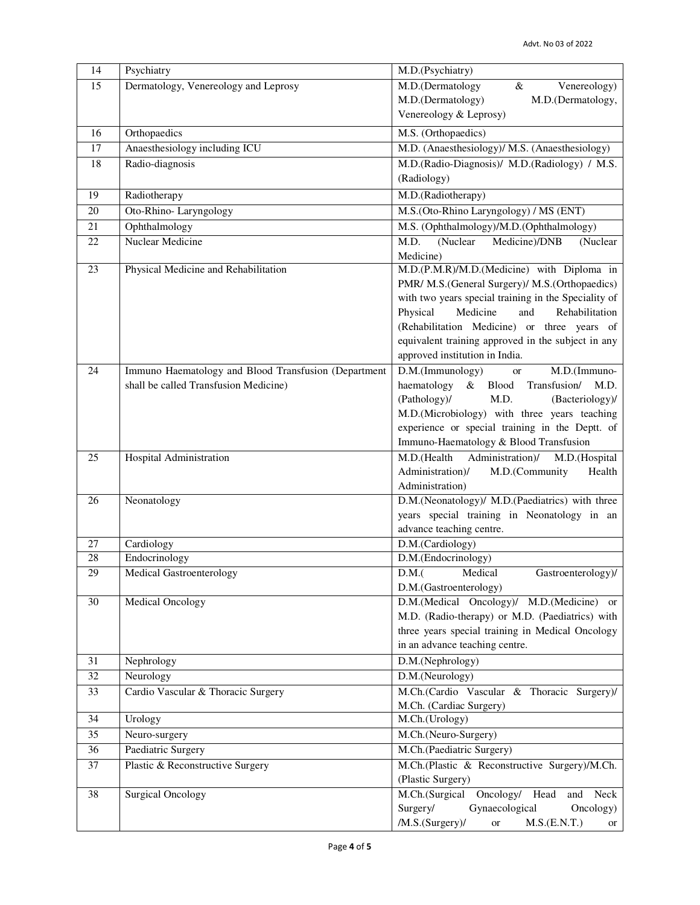| 14 | Psychiatry | M.D.(Psychiatry) |
|---|---|---|
| 15 | Dermatology, Venereology and Leprosy | M.D.(Dermatology & Venereology) M.D.(Dermatology) M.D.(Dermatology, Venereology & Leprosy) |
| 16 | Orthopaedics | M.S. (Orthopaedics) |
| 17 | Anaesthesiology including ICU | M.D. (Anaesthesiology)/ M.S. (Anaesthesiology) |
| 18 | Radio-diagnosis | M.D.(Radio-Diagnosis)/ M.D.(Radiology) / M.S. (Radiology) |
| 19 | Radiotherapy | M.D.(Radiotherapy) |
| 20 | Oto-Rhino- Laryngology | M.S.(Oto-Rhino Laryngology) / MS (ENT) |
| 21 | Ophthalmology | M.S. (Ophthalmology)/M.D.(Ophthalmology) |
| 22 | Nuclear Medicine | M.D. (Nuclear Medicine)/DNB (Nuclear Medicine) |
| 23 | Physical Medicine and Rehabilitation | M.D.(P.M.R)/M.D.(Medicine) with Diploma in PMR/ M.S.(General Surgery)/ M.S.(Orthopaedics) with two years special training in the Speciality of Physical Medicine and Rehabilitation (Rehabilitation Medicine) or three years of equivalent training approved in the subject in any approved institution in India. |
| 24 | Immuno Haematology and Blood Transfusion (Department shall be called Transfusion Medicine) | D.M.(Immunology) or M.D.(Immuno-haematology & Blood Transfusion/ M.D. (Pathology)/ M.D. (Bacteriology)/ M.D.(Microbiology) with three years teaching experience or special training in the Deptt. of Immuno-Haematology & Blood Transfusion |
| 25 | Hospital Administration | M.D.(Health Administration)/ M.D.(Hospital Administration)/ M.D.(Community Health Administration) |
| 26 | Neonatology | D.M.(Neonatology)/ M.D.(Paediatrics) with three years special training in Neonatology in an advance teaching centre. |
| 27 | Cardiology | D.M.(Cardiology) |
| 28 | Endocrinology | D.M.(Endocrinology) |
| 29 | Medical Gastroenterology | D.M.( Medical Gastroenterology)/ D.M.(Gastroenterology) |
| 30 | Medical Oncology | D.M.(Medical Oncology)/ M.D.(Medicine) or M.D. (Radio-therapy) or M.D. (Paediatrics) with three years special training in Medical Oncology in an advance teaching centre. |
| 31 | Nephrology | D.M.(Nephrology) |
| 32 | Neurology | D.M.(Neurology) |
| 33 | Cardio Vascular & Thoracic Surgery | M.Ch.(Cardio Vascular & Thoracic Surgery)/ M.Ch. (Cardiac Surgery) |
| 34 | Urology | M.Ch.(Urology) |
| 35 | Neuro-surgery | M.Ch.(Neuro-Surgery) |
| 36 | Paediatric Surgery | M.Ch.(Paediatric Surgery) |
| 37 | Plastic & Reconstructive Surgery | M.Ch.(Plastic & Reconstructive Surgery)/M.Ch. (Plastic Surgery) |
| 38 | Surgical Oncology | M.Ch.(Surgical Oncology/ Head and Neck Surgery/ Gynaecological Oncology) /M.S.(Surgery)/ or M.S.(E.N.T.) or |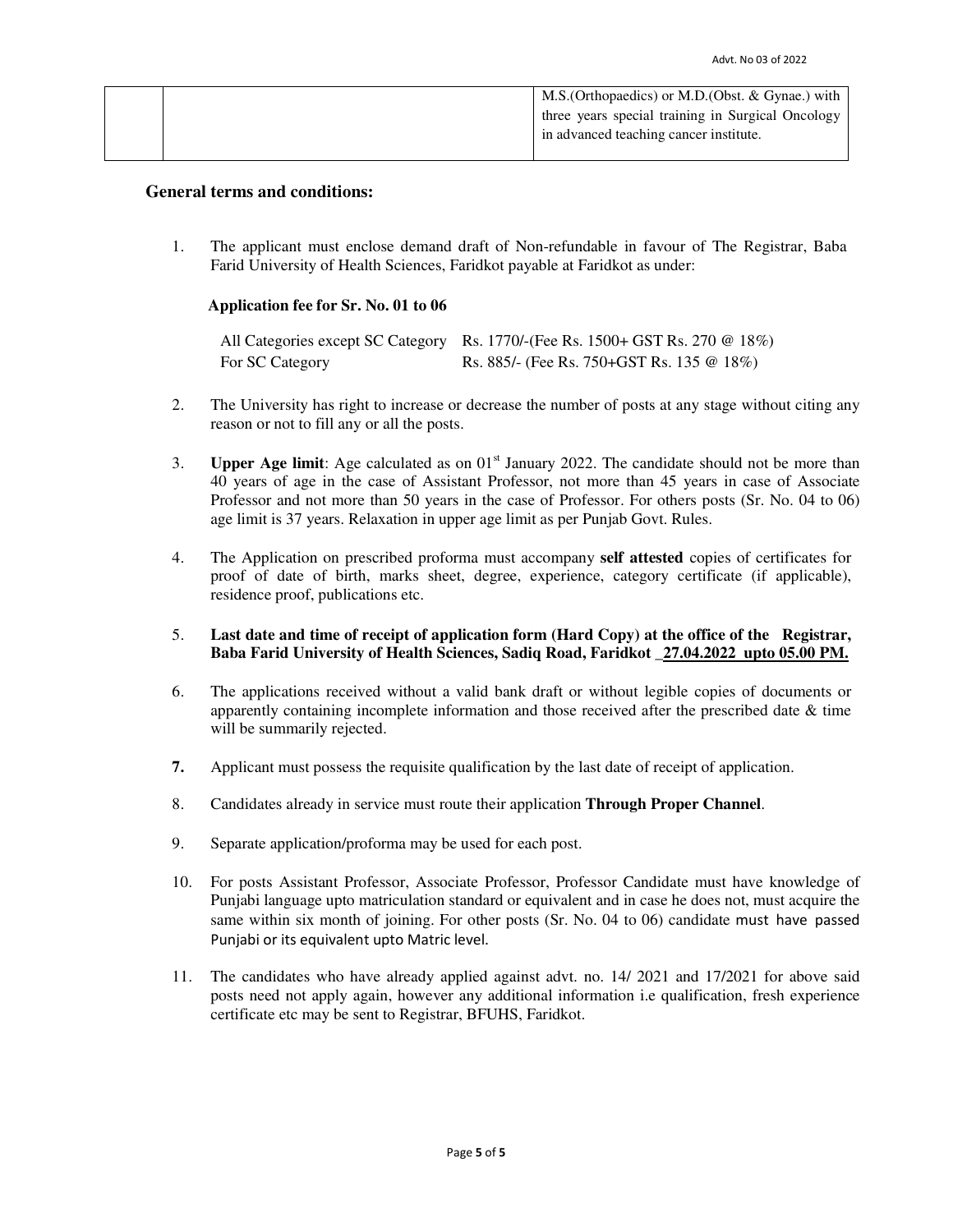| | | |
|---|---|---|
| | | M.S.(Orthopaedics) or M.D.(Obst. & Gynae.) with three years special training in Surgical Oncology in advanced teaching cancer institute. |

**General terms and conditions:**

1. The applicant must enclose demand draft of Non-refundable in favour of The Registrar, Baba Farid University of Health Sciences, Faridkot payable at Faridkot as under:

   **Application fee for Sr. No. 01 to 06**

   | | |
   |---|---|
   | All Categories except SC Category | Rs. 1770/-(Fee Rs. 1500+ GST Rs. 270 @ 18%) |
   | For SC Category | Rs. 885/- (Fee Rs. 750+GST Rs. 135 @ 18%) |

2. The University has right to increase or decrease the number of posts at any stage without citing any reason or not to fill any or all the posts.

3. **Upper Age limit**: Age calculated as on 01st January 2022. The candidate should not be more than 40 years of age in the case of Assistant Professor, not more than 45 years in case of Associate Professor and not more than 50 years in the case of Professor. For others posts (Sr. No. 04 to 06) age limit is 37 years. Relaxation in upper age limit as per Punjab Govt. Rules.

4. The Application on prescribed proforma must accompany **self attested** copies of certificates for proof of date of birth, marks sheet, degree, experience, category certificate (if applicable), residence proof, publications etc.

5. **Last date and time of receipt of application form (Hard Copy) at the office of the Registrar, Baba Farid University of Health Sciences, Sadiq Road, Faridkot 27.04.2022 upto 05.00 PM.**

6. The applications received without a valid bank draft or without legible copies of documents or apparently containing incomplete information and those received after the prescribed date & time will be summarily rejected.

7. Applicant must possess the requisite qualification by the last date of receipt of application.

8. Candidates already in service must route their application **Through Proper Channel**.

9. Separate application/proforma may be used for each post.

10. For posts Assistant Professor, Associate Professor, Professor Candidate must have knowledge of Punjabi language upto matriculation standard or equivalent and in case he does not, must acquire the same within six month of joining. For other posts (Sr. No. 04 to 06) candidate must have passed Punjabi or its equivalent upto Matric level.

11. The candidates who have already applied against advt. no. 14/ 2021 and 17/2021 for above said posts need not apply again, however any additional information i.e qualification, fresh experience certificate etc may be sent to Registrar, BFUHS, Faridkot.